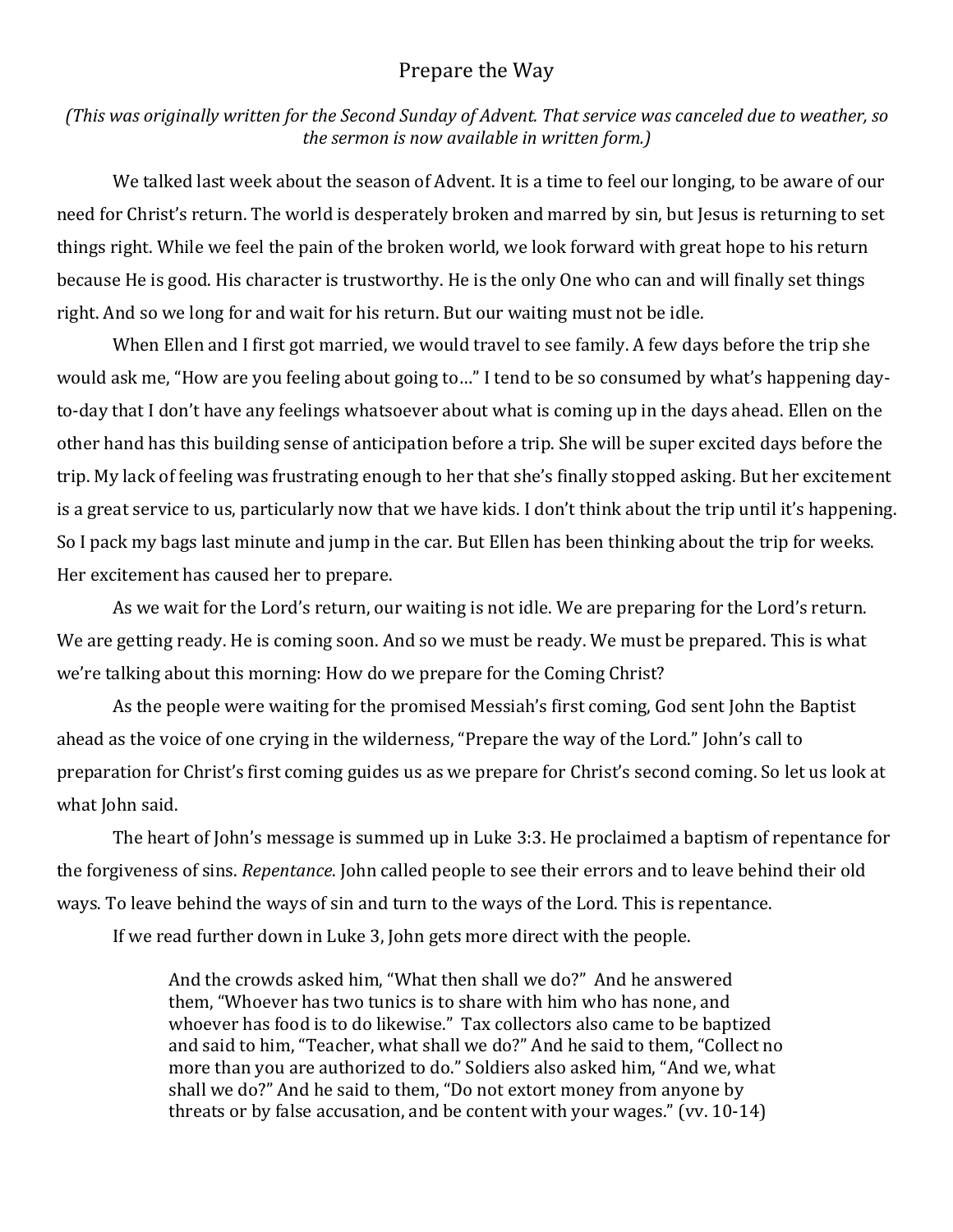# Prepare the Way

*(This was originally written for the Second Sunday of Advent. That service was canceled due to weather, so the sermon is now available in written form.)*

We talked last week about the season of Advent. It is a time to feel our longing, to be aware of our need for Christ's return. The world is desperately broken and marred by sin, but Jesus is returning to set things right. While we feel the pain of the broken world, we look forward with great hope to his return because He is good. His character is trustworthy. He is the only One who can and will finally set things right. And so we long for and wait for his return. But our waiting must not be idle.

When Ellen and I first got married, we would travel to see family. A few days before the trip she would ask me, "How are you feeling about going to…" I tend to be so consumed by what's happening day-to-day that I don't have any feelings whatsoever about what is coming up in the days ahead. Ellen on the other hand has this building sense of anticipation before a trip. She will be super excited days before the trip. My lack of feeling was frustrating enough to her that she's finally stopped asking. But her excitement is a great service to us, particularly now that we have kids. I don't think about the trip until it's happening. So I pack my bags last minute and jump in the car. But Ellen has been thinking about the trip for weeks. Her excitement has caused her to prepare.

As we wait for the Lord's return, our waiting is not idle. We are preparing for the Lord's return. We are getting ready. He is coming soon. And so we must be ready. We must be prepared. This is what we're talking about this morning: How do we prepare for the Coming Christ?

As the people were waiting for the promised Messiah's first coming, God sent John the Baptist ahead as the voice of one crying in the wilderness, "Prepare the way of the Lord." John's call to preparation for Christ's first coming guides us as we prepare for Christ's second coming. So let us look at what John said.

The heart of John's message is summed up in Luke 3:3. He proclaimed a baptism of repentance for the forgiveness of sins. *Repentance.* John called people to see their errors and to leave behind their old ways. To leave behind the ways of sin and turn to the ways of the Lord. This is repentance.

If we read further down in Luke 3, John gets more direct with the people.

> And the crowds asked him, "What then shall we do?" And he answered them, "Whoever has two tunics is to share with him who has none, and whoever has food is to do likewise." Tax collectors also came to be baptized and said to him, "Teacher, what shall we do?" And he said to them, "Collect no more than you are authorized to do." Soldiers also asked him, "And we, what shall we do?" And he said to them, "Do not extort money from anyone by threats or by false accusation, and be content with your wages." (vv. 10-14)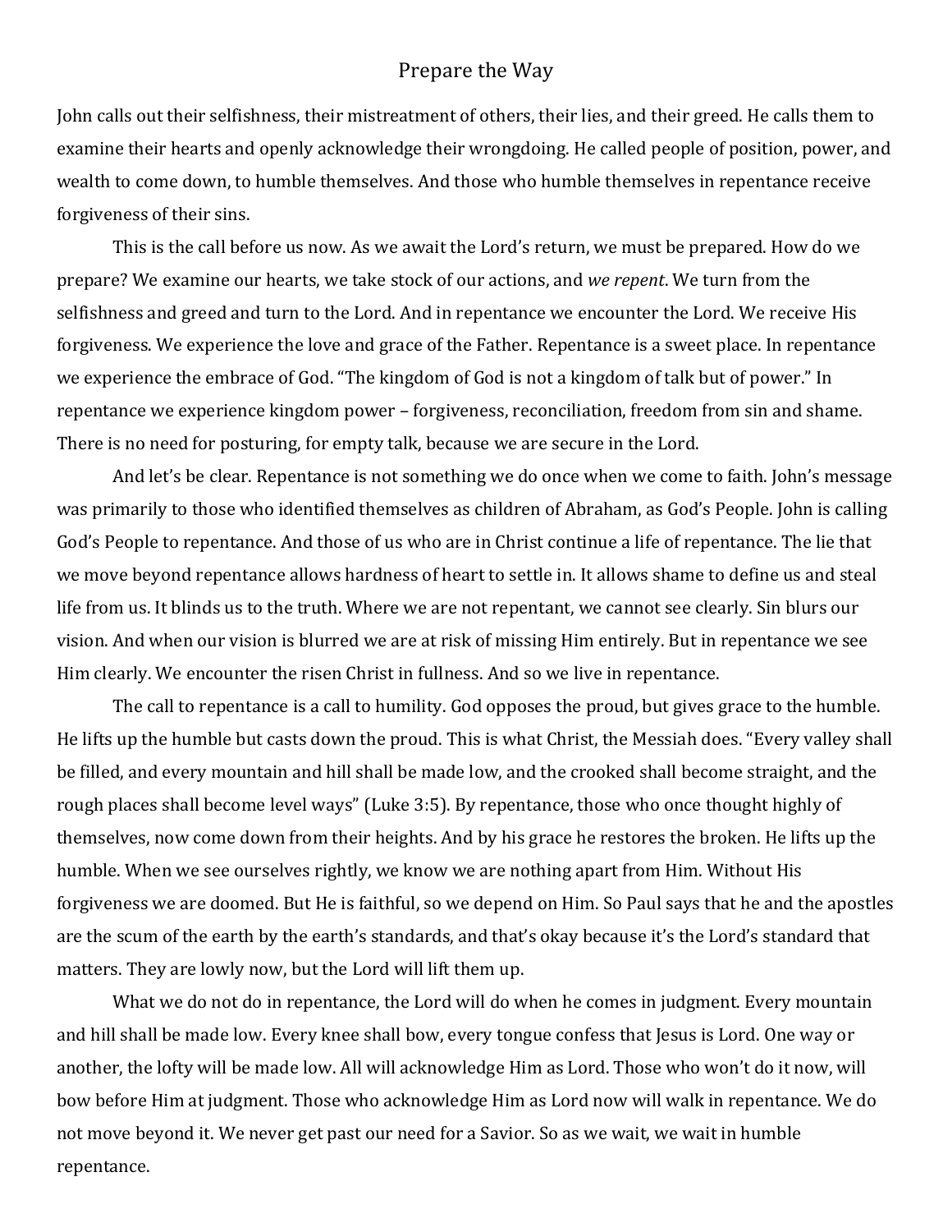Prepare the Way

John calls out their selfishness, their mistreatment of others, their lies, and their greed. He calls them to examine their hearts and openly acknowledge their wrongdoing. He called people of position, power, and wealth to come down, to humble themselves. And those who humble themselves in repentance receive forgiveness of their sins.

This is the call before us now. As we await the Lord's return, we must be prepared. How do we prepare? We examine our hearts, we take stock of our actions, and *we repent*. We turn from the selfishness and greed and turn to the Lord. And in repentance we encounter the Lord. We receive His forgiveness. We experience the love and grace of the Father. Repentance is a sweet place. In repentance we experience the embrace of God. "The kingdom of God is not a kingdom of talk but of power." In repentance we experience kingdom power – forgiveness, reconciliation, freedom from sin and shame. There is no need for posturing, for empty talk, because we are secure in the Lord.

And let's be clear. Repentance is not something we do once when we come to faith. John's message was primarily to those who identified themselves as children of Abraham, as God's People. John is calling God's People to repentance. And those of us who are in Christ continue a life of repentance. The lie that we move beyond repentance allows hardness of heart to settle in. It allows shame to define us and steal life from us. It blinds us to the truth. Where we are not repentant, we cannot see clearly. Sin blurs our vision. And when our vision is blurred we are at risk of missing Him entirely. But in repentance we see Him clearly. We encounter the risen Christ in fullness. And so we live in repentance.

The call to repentance is a call to humility. God opposes the proud, but gives grace to the humble. He lifts up the humble but casts down the proud. This is what Christ, the Messiah does. "Every valley shall be filled, and every mountain and hill shall be made low, and the crooked shall become straight, and the rough places shall become level ways" (Luke 3:5). By repentance, those who once thought highly of themselves, now come down from their heights. And by his grace he restores the broken. He lifts up the humble. When we see ourselves rightly, we know we are nothing apart from Him. Without His forgiveness we are doomed. But He is faithful, so we depend on Him. So Paul says that he and the apostles are the scum of the earth by the earth's standards, and that's okay because it's the Lord's standard that matters. They are lowly now, but the Lord will lift them up.

What we do not do in repentance, the Lord will do when he comes in judgment. Every mountain and hill shall be made low. Every knee shall bow, every tongue confess that Jesus is Lord. One way or another, the lofty will be made low. All will acknowledge Him as Lord. Those who won't do it now, will bow before Him at judgment. Those who acknowledge Him as Lord now will walk in repentance. We do not move beyond it. We never get past our need for a Savior. So as we wait, we wait in humble repentance.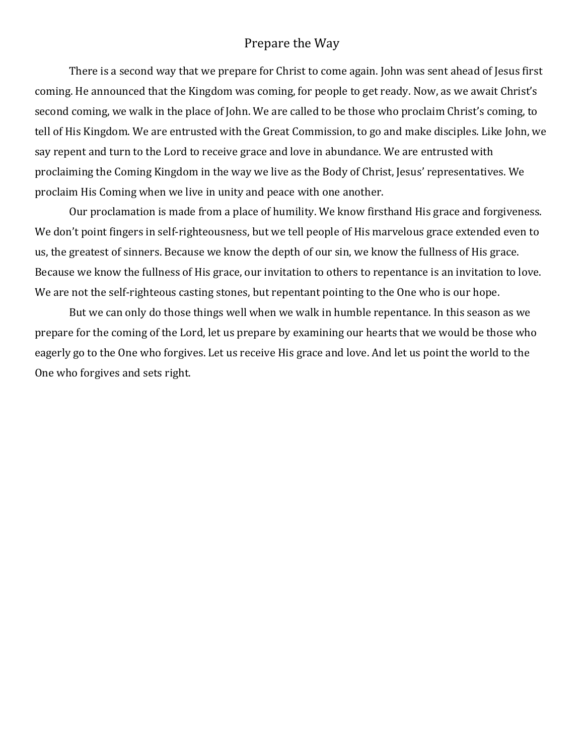## Prepare the Way

There is a second way that we prepare for Christ to come again. John was sent ahead of Jesus first coming. He announced that the Kingdom was coming, for people to get ready. Now, as we await Christ's second coming, we walk in the place of John. We are called to be those who proclaim Christ's coming, to tell of His Kingdom. We are entrusted with the Great Commission, to go and make disciples. Like John, we say repent and turn to the Lord to receive grace and love in abundance. We are entrusted with proclaiming the Coming Kingdom in the way we live as the Body of Christ, Jesus' representatives. We proclaim His Coming when we live in unity and peace with one another.

Our proclamation is made from a place of humility. We know firsthand His grace and forgiveness. We don't point fingers in self-righteousness, but we tell people of His marvelous grace extended even to us, the greatest of sinners. Because we know the depth of our sin, we know the fullness of His grace. Because we know the fullness of His grace, our invitation to others to repentance is an invitation to love. We are not the self-righteous casting stones, but repentant pointing to the One who is our hope.

But we can only do those things well when we walk in humble repentance. In this season as we prepare for the coming of the Lord, let us prepare by examining our hearts that we would be those who eagerly go to the One who forgives. Let us receive His grace and love. And let us point the world to the One who forgives and sets right.